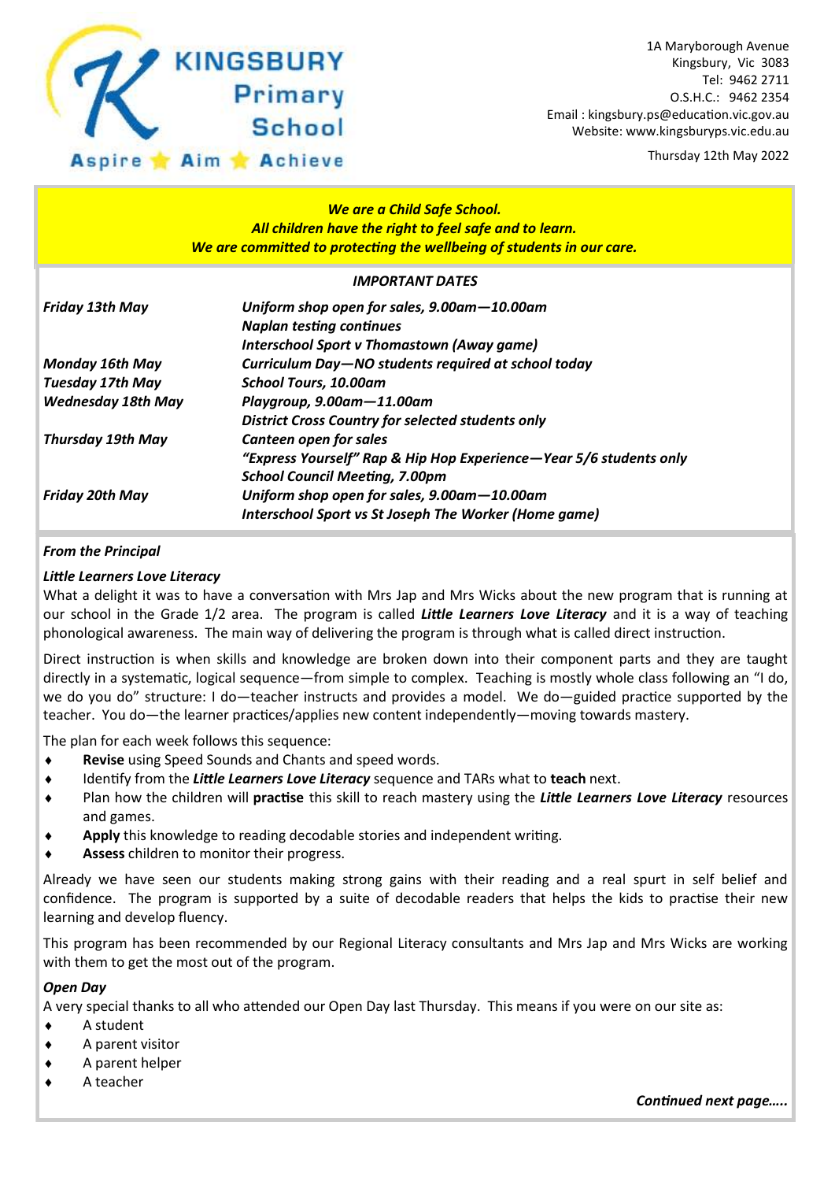# KINGSBURY Primary School

Aspire ★ Aim ★ Achieve

1A Maryborough Avenue
Kingsbury, Vic 3083
Tel: 9462 2711
O.S.H.C.: 9462 2354
Email : kingsbury.ps@education.vic.gov.au
Website: www.kingsburyps.vic.edu.au

Thursday 12th May 2022

***We are a Child Safe School.***
***All children have the right to feel safe and to learn.***
***We are committed to protecting the wellbeing of students in our care.***

***IMPORTANT DATES***

| | |
|---|---|
| ***Friday 13th May*** | ***Uniform shop open for sales, 9.00am—10.00am*** |
| | ***Naplan testing continues*** |
| | ***Interschool Sport v Thomastown (Away game)*** |
| ***Monday 16th May*** | ***Curriculum Day—NO students required at school today*** |
| ***Tuesday 17th May*** | ***School Tours, 10.00am*** |
| ***Wednesday 18th May*** | ***Playgroup, 9.00am—11.00am*** |
| | ***District Cross Country for selected students only*** |
| ***Thursday 19th May*** | ***Canteen open for sales*** |
| | ***"Express Yourself" Rap & Hip Hop Experience—Year 5/6 students only*** |
| | ***School Council Meeting, 7.00pm*** |
| ***Friday 20th May*** | ***Uniform shop open for sales, 9.00am—10.00am*** |
| | ***Interschool Sport vs St Joseph The Worker (Home game)*** |

## *From the Principal*

### *Little Learners Love Literacy*

What a delight it was to have a conversation with Mrs Jap and Mrs Wicks about the new program that is running at our school in the Grade 1/2 area. The program is called ***Little Learners Love Literacy*** and it is a way of teaching phonological awareness. The main way of delivering the program is through what is called direct instruction.

Direct instruction is when skills and knowledge are broken down into their component parts and they are taught directly in a systematic, logical sequence—from simple to complex. Teaching is mostly whole class following an "I do, we do you do" structure: I do—teacher instructs and provides a model. We do—guided practice supported by the teacher. You do—the learner practices/applies new content independently—moving towards mastery.

The plan for each week follows this sequence:

- **Revise** using Speed Sounds and Chants and speed words.
- Identify from the ***Little Learners Love Literacy*** sequence and TARs what to **teach** next.
- Plan how the children will **practise** this skill to reach mastery using the ***Little Learners Love Literacy*** resources and games.
- **Apply** this knowledge to reading decodable stories and independent writing.
- **Assess** children to monitor their progress.

Already we have seen our students making strong gains with their reading and a real spurt in self belief and confidence. The program is supported by a suite of decodable readers that helps the kids to practise their new learning and develop fluency.

This program has been recommended by our Regional Literacy consultants and Mrs Jap and Mrs Wicks are working with them to get the most out of the program.

### *Open Day*

A very special thanks to all who attended our Open Day last Thursday. This means if you were on our site as:

- A student
- A parent visitor
- A parent helper
- A teacher

***Continued next page…..***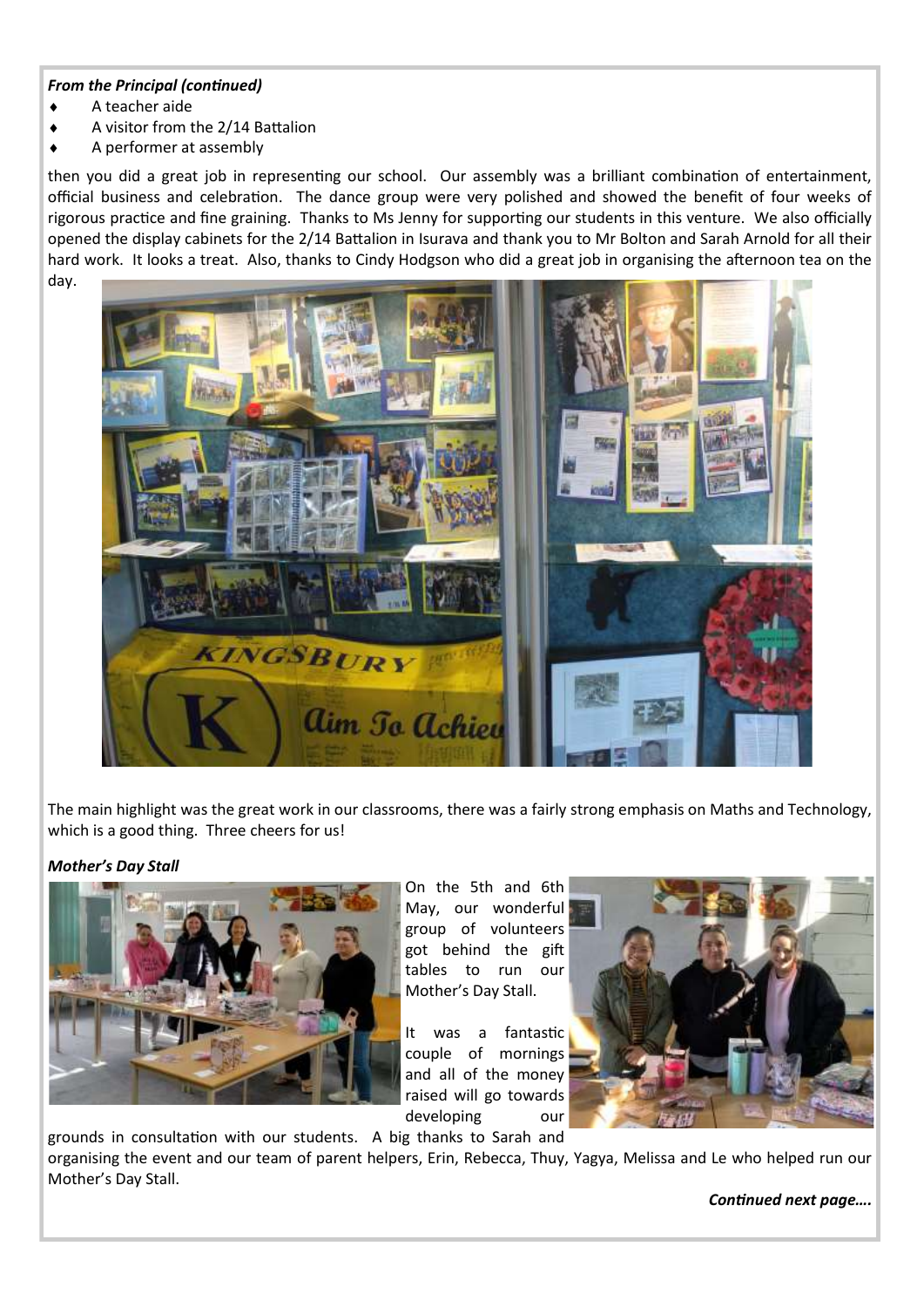***From the Principal (continued)***

- A teacher aide
- A visitor from the 2/14 Battalion
- A performer at assembly

then you did a great job in representing our school. Our assembly was a brilliant combination of entertainment, official business and celebration. The dance group were very polished and showed the benefit of four weeks of rigorous practice and fine graining. Thanks to Ms Jenny for supporting our students in this venture. We also officially opened the display cabinets for the 2/14 Battalion in Isurava and thank you to Mr Bolton and Sarah Arnold for all their hard work. It looks a treat. Also, thanks to Cindy Hodgson who did a great job in organising the afternoon tea on the day.

The main highlight was the great work in our classrooms, there was a fairly strong emphasis on Maths and Technology, which is a good thing. Three cheers for us!

***Mother's Day Stall***

On the 5th and 6th May, our wonderful group of volunteers got behind the gift tables to run our Mother's Day Stall.

It was a fantastic couple of mornings and all of the money raised will go towards developing our grounds in consultation with our students. A big thanks to Sarah and organising the event and our team of parent helpers, Erin, Rebecca, Thuy, Yagya, Melissa and Le who helped run our Mother's Day Stall.

***Continued next page….***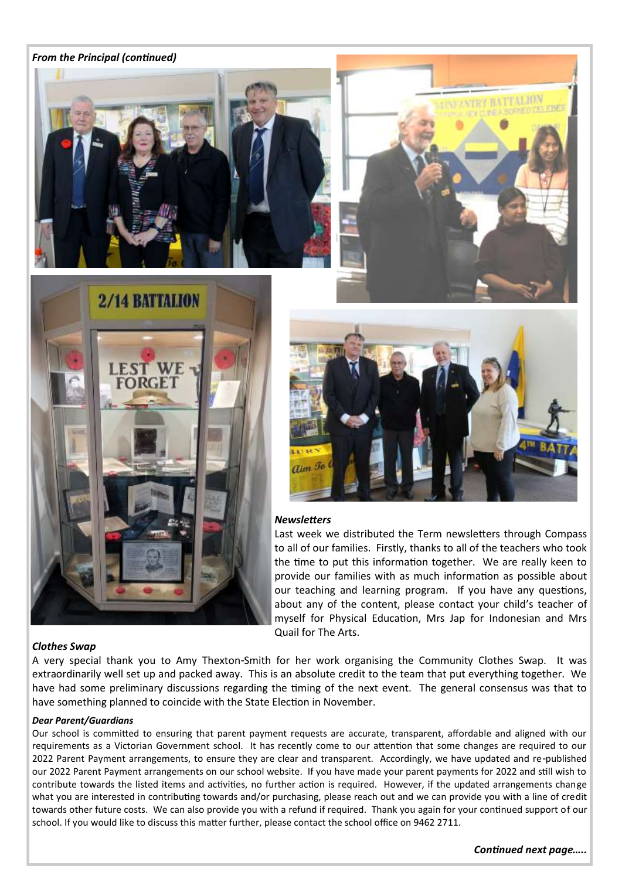*From the Principal (continued)*

***Newsletters***

Last week we distributed the Term newsletters through Compass to all of our families. Firstly, thanks to all of the teachers who took the time to put this information together. We are really keen to provide our families with as much information as possible about our teaching and learning program. If you have any questions, about any of the content, please contact your child's teacher of myself for Physical Education, Mrs Jap for Indonesian and Mrs Quail for The Arts.

***Clothes Swap***

A very special thank you to Amy Thexton-Smith for her work organising the Community Clothes Swap. It was extraordinarily well set up and packed away. This is an absolute credit to the team that put everything together. We have had some preliminary discussions regarding the timing of the next event. The general consensus was that to have something planned to coincide with the State Election in November.

***Dear Parent/Guardians***

Our school is committed to ensuring that parent payment requests are accurate, transparent, affordable and aligned with our requirements as a Victorian Government school. It has recently come to our attention that some changes are required to our 2022 Parent Payment arrangements, to ensure they are clear and transparent. Accordingly, we have updated and re-published our 2022 Parent Payment arrangements on our school website. If you have made your parent payments for 2022 and still wish to contribute towards the listed items and activities, no further action is required. However, if the updated arrangements change what you are interested in contributing towards and/or purchasing, please reach out and we can provide you with a line of credit towards other future costs. We can also provide you with a refund if required. Thank you again for your continued support of our school. If you would like to discuss this matter further, please contact the school office on 9462 2711.

***Continued next page…..***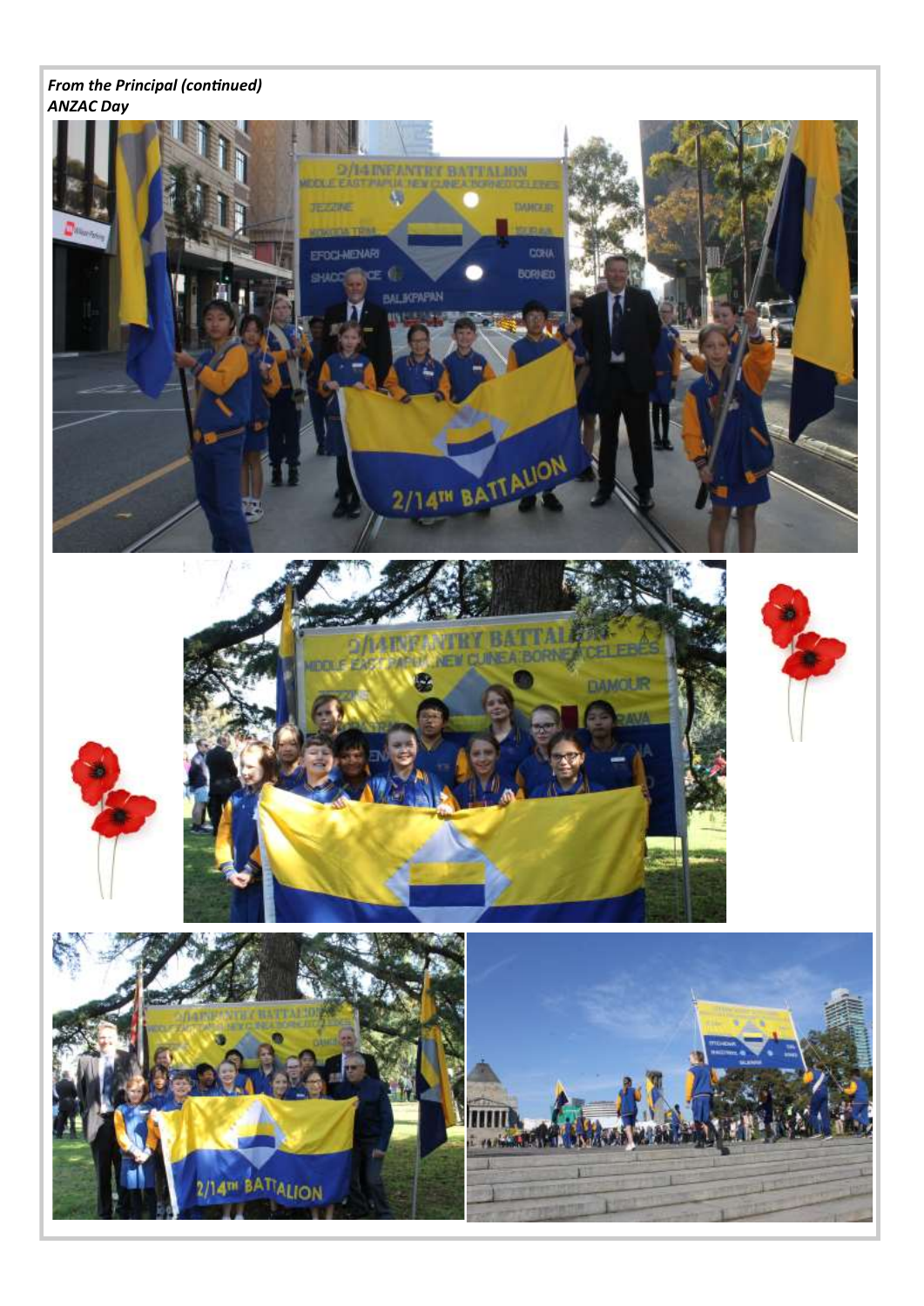*From the Principal (continued)*

***ANZAC Day***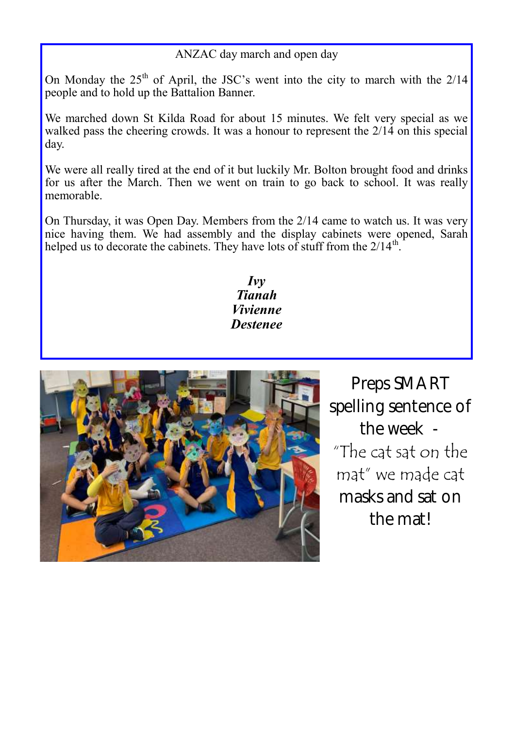## ANZAC day march and open day

On Monday the 25th of April, the JSC's went into the city to march with the 2/14 people and to hold up the Battalion Banner.

We marched down St Kilda Road for about 15 minutes. We felt very special as we walked pass the cheering crowds. It was a honour to represent the 2/14 on this special day.

We were all really tired at the end of it but luckily Mr. Bolton brought food and drinks for us after the March. Then we went on train to go back to school. It was really memorable.

On Thursday, it was Open Day. Members from the 2/14 came to watch us. It was very nice having them. We had assembly and the display cabinets were opened, Sarah helped us to decorate the cabinets. They have lots of stuff from the 2/14th.

***Ivy***
***Tianah***
***Vivienne***
***Destenee***

Preps SMART spelling sentence of the week - "The cat sat on the mat" we made cat masks and sat on the mat!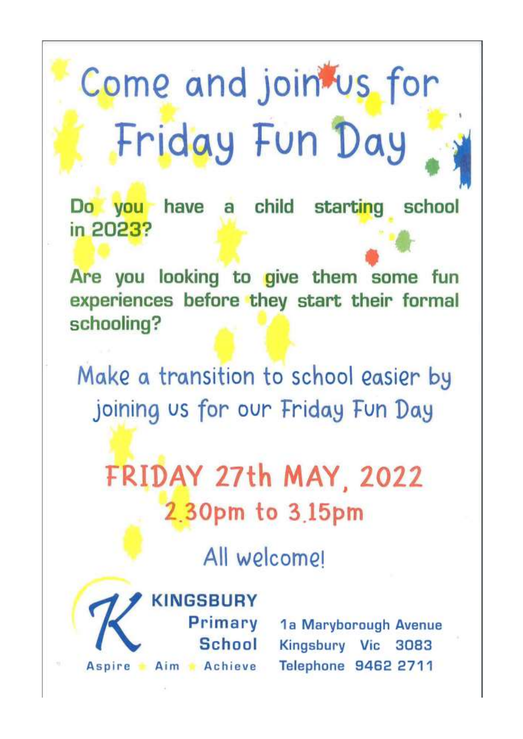# Come and join us for Friday Fun Day

**Do you have a child starting school in 2023?**

**Are you looking to give them some fun experiences before they start their formal schooling?**

## Make a transition to school easier by joining us for our Friday Fun Day

## FRIDAY 27th MAY, 2022
## 2.30pm to 3.15pm

## All welcome!

**KINGSBURY Primary School**

Aspire ★ Aim ★ Achieve

1a Maryborough Avenue
Kingsbury Vic 3083
Telephone 9462 2711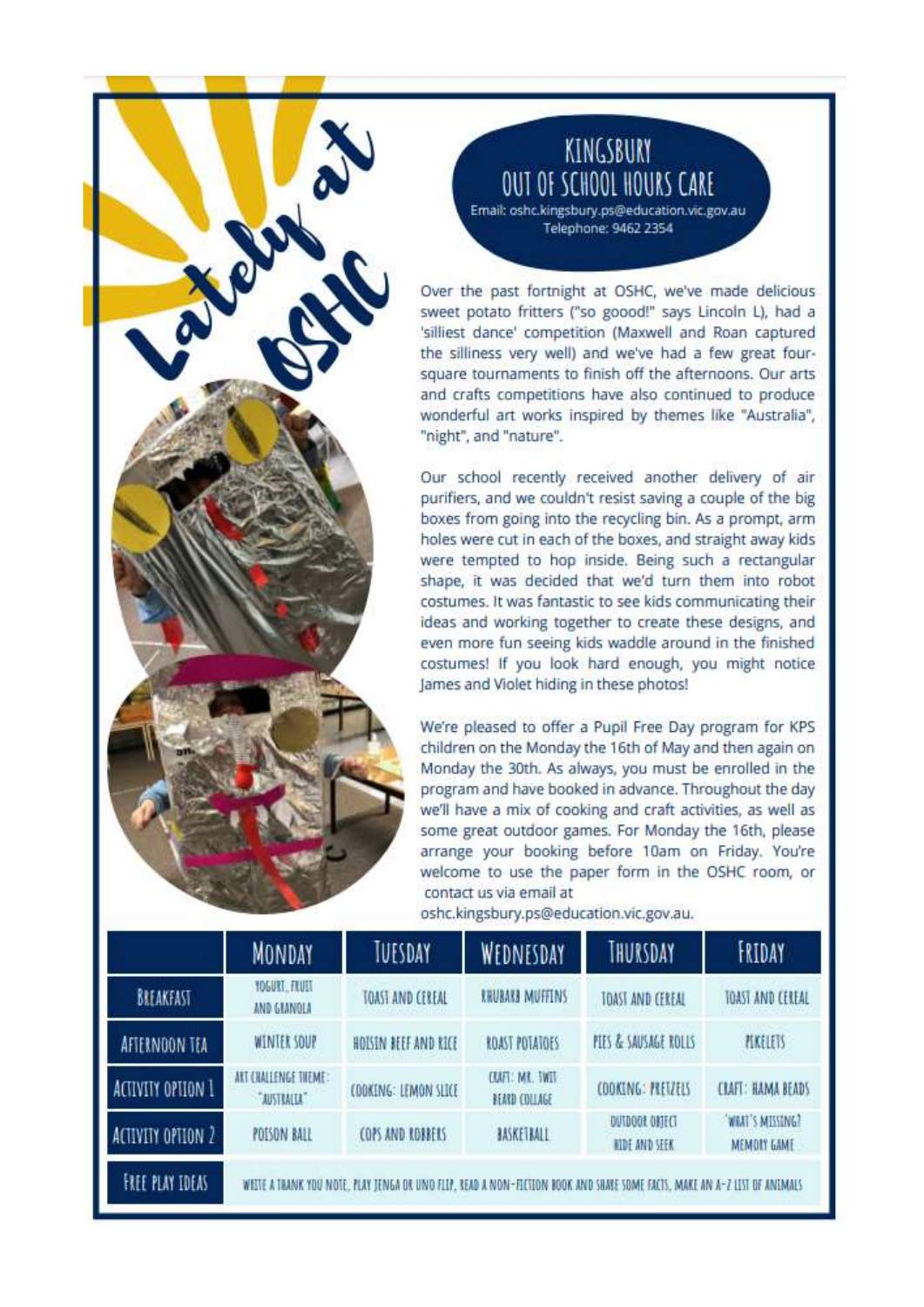# Lately at OSHC

## KINGSBURY OUT OF SCHOOL HOURS CARE

Email: oshc.kingsbury.ps@education.vic.gov.au
Telephone: 9462 2354

Over the past fortnight at OSHC, we've made delicious sweet potato fritters ("so goood!" says Lincoln L), had a 'silliest dance' competition (Maxwell and Roan captured the silliness very well) and we've had a few great four-square tournaments to finish off the afternoons. Our arts and crafts competitions have also continued to produce wonderful art works inspired by themes like "Australia", "night", and "nature".

Our school recently received another delivery of air purifiers, and we couldn't resist saving a couple of the big boxes from going into the recycling bin. As a prompt, arm holes were cut in each of the boxes, and straight away kids were tempted to hop inside. Being such a rectangular shape, it was decided that we'd turn them into robot costumes. It was fantastic to see kids communicating their ideas and working together to create these designs, and even more fun seeing kids waddle around in the finished costumes! If you look hard enough, you might notice James and Violet hiding in these photos!

We're pleased to offer a Pupil Free Day program for KPS children on the Monday the 16th of May and then again on Monday the 30th. As always, you must be enrolled in the program and have booked in advance. Throughout the day we'll have a mix of cooking and craft activities, as well as some great outdoor games. For Monday the 16th, please arrange your booking before 10am on Friday. You're welcome to use the paper form in the OSHC room, or contact us via email at oshc.kingsbury.ps@education.vic.gov.au.

| | Monday | Tuesday | Wednesday | Thursday | Friday |
|---|---|---|---|---|---|
| Breakfast | Yogurt, fruit and granola | Toast and cereal | Rhubarb muffins | Toast and cereal | Toast and cereal |
| Afternoon Tea | Winter soup | Hoisin beef and rice | Roast potatoes | Pies & sausage rolls | Pikelets |
| Activity Option 1 | Art challenge theme: "Australia" | Cooking: lemon slice | Craft: Mr. Twit beard collage | Cooking: pretzels | Craft: Hama beads |
| Activity Option 2 | Poison ball | Cops and robbers | Basketball | Outdoor object hide and seek | 'What's missing?' memory game |
| Free Play Ideas | Write a thank you note, play Jenga or Uno Flip, read a non-fiction book and share some facts, make an A-Z list of animals | | | | |